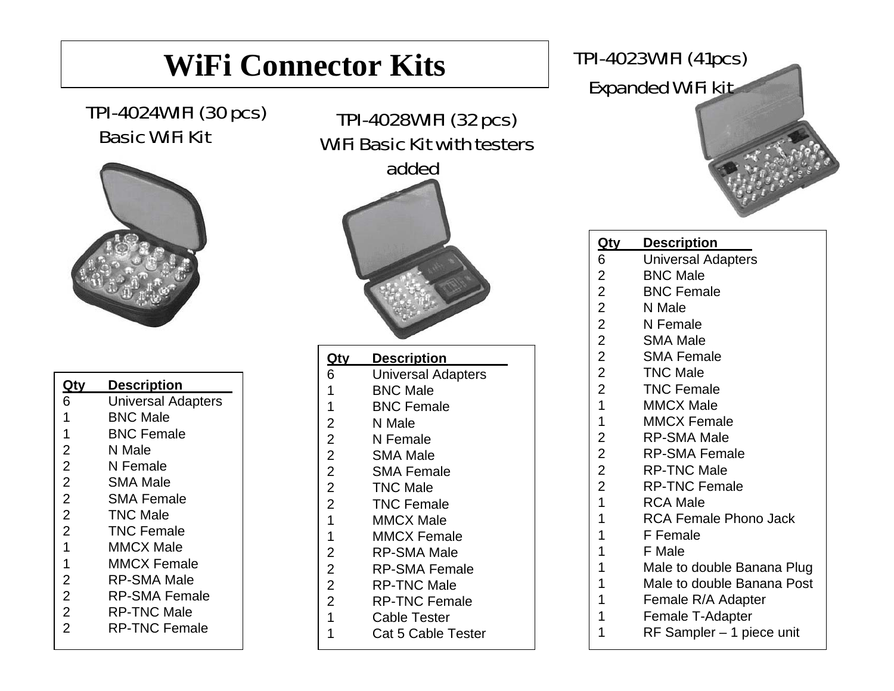# WiFi Connector Kits

## TPI-4024WIFI (30 pcs)
Basic WiFi Kit

| Qty | Description |
| --- | --- |
| 6 | Universal Adapters |
| 1 | BNC Male |
| 1 | BNC Female |
| 2 | N Male |
| 2 | N Female |
| 2 | SMA Male |
| 2 | SMA Female |
| 2 | TNC Male |
| 2 | TNC Female |
| 1 | MMCX Male |
| 1 | MMCX Female |
| 2 | RP-SMA Male |
| 2 | RP-SMA Female |
| 2 | RP-TNC Male |
| 2 | RP-TNC Female |

## TPI-4028WIFI (32 pcs)
WiFi Basic Kit with testers added

| Qty | Description |
| --- | --- |
| 6 | Universal Adapters |
| 1 | BNC Male |
| 1 | BNC Female |
| 2 | N Male |
| 2 | N Female |
| 2 | SMA Male |
| 2 | SMA Female |
| 2 | TNC Male |
| 2 | TNC Female |
| 1 | MMCX Male |
| 1 | MMCX Female |
| 2 | RP-SMA Male |
| 2 | RP-SMA Female |
| 2 | RP-TNC Male |
| 2 | RP-TNC Female |
| 1 | Cable Tester |
| 1 | Cat 5 Cable Tester |

## TPI-4023WIFI (41pcs)
Expanded WiFi kit

| Qty | Description |
| --- | --- |
| 6 | Universal Adapters |
| 2 | BNC Male |
| 2 | BNC Female |
| 2 | N Male |
| 2 | N Female |
| 2 | SMA Male |
| 2 | SMA Female |
| 2 | TNC Male |
| 2 | TNC Female |
| 1 | MMCX Male |
| 1 | MMCX Female |
| 2 | RP-SMA Male |
| 2 | RP-SMA Female |
| 2 | RP-TNC Male |
| 2 | RP-TNC Female |
| 1 | RCA Male |
| 1 | RCA Female Phono Jack |
| 1 | F Female |
| 1 | F Male |
| 1 | Male to double Banana Plug |
| 1 | Male to double Banana Post |
| 1 | Female R/A Adapter |
| 1 | Female T-Adapter |
| 1 | RF Sampler – 1 piece unit |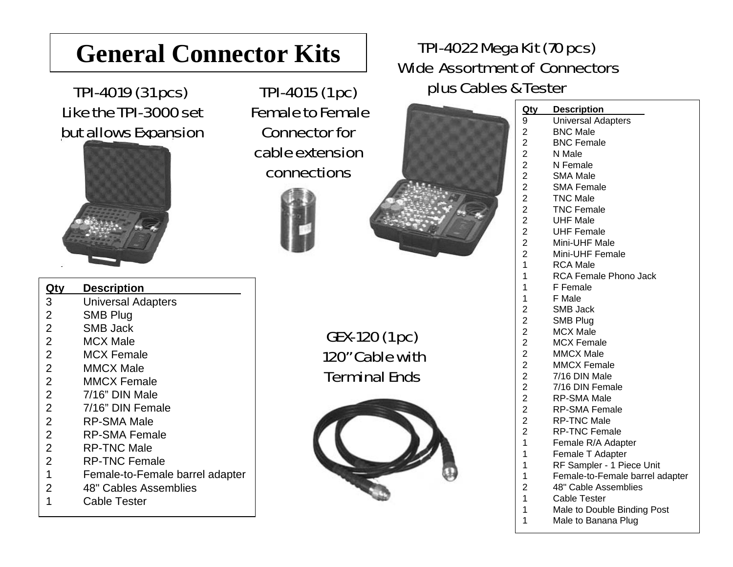# General Connector Kits

## TPI-4019 (31 pcs)

Like the TPI-3000 set but allows Expansion

| Qty | Description |
|---|---|
| 3 | Universal Adapters |
| 2 | SMB Plug |
| 2 | SMB Jack |
| 2 | MCX Male |
| 2 | MCX Female |
| 2 | MMCX Male |
| 2 | MMCX Female |
| 2 | 7/16" DIN Male |
| 2 | 7/16" DIN Female |
| 2 | RP-SMA Male |
| 2 | RP-SMA Female |
| 2 | RP-TNC Male |
| 2 | RP-TNC Female |
| 1 | Female-to-Female barrel adapter |
| 2 | 48" Cables Assemblies |
| 1 | Cable Tester |

## TPI-4015 (1 pc)

Female to Female Connector for cable extension connections

## GEX-120 (1 pc)

120" Cable with Terminal Ends

## TPI-4022 Mega Kit (70 pcs)

Wide Assortment of Connectors plus Cables & Tester

| Qty | Description |
|---|---|
| 9 | Universal Adapters |
| 2 | BNC Male |
| 2 | BNC Female |
| 2 | N Male |
| 2 | N Female |
| 2 | SMA Male |
| 2 | SMA Female |
| 2 | TNC Male |
| 2 | TNC Female |
| 2 | UHF Male |
| 2 | UHF Female |
| 2 | Mini-UHF Male |
| 2 | Mini-UHF Female |
| 1 | RCA Male |
| 1 | RCA Female Phono Jack |
| 1 | F Female |
| 1 | F Male |
| 2 | SMB Jack |
| 2 | SMB Plug |
| 2 | MCX Male |
| 2 | MCX Female |
| 2 | MMCX Male |
| 2 | MMCX Female |
| 2 | 7/16 DIN Male |
| 2 | 7/16 DIN Female |
| 2 | RP-SMA Male |
| 2 | RP-SMA Female |
| 2 | RP-TNC Male |
| 2 | RP-TNC Female |
| 1 | Female R/A Adapter |
| 1 | Female T Adapter |
| 1 | RF Sampler - 1 Piece Unit |
| 1 | Female-to-Female barrel adapter |
| 2 | 48" Cable Assemblies |
| 1 | Cable Tester |
| 1 | Male to Double Binding Post |
| 1 | Male to Banana Plug |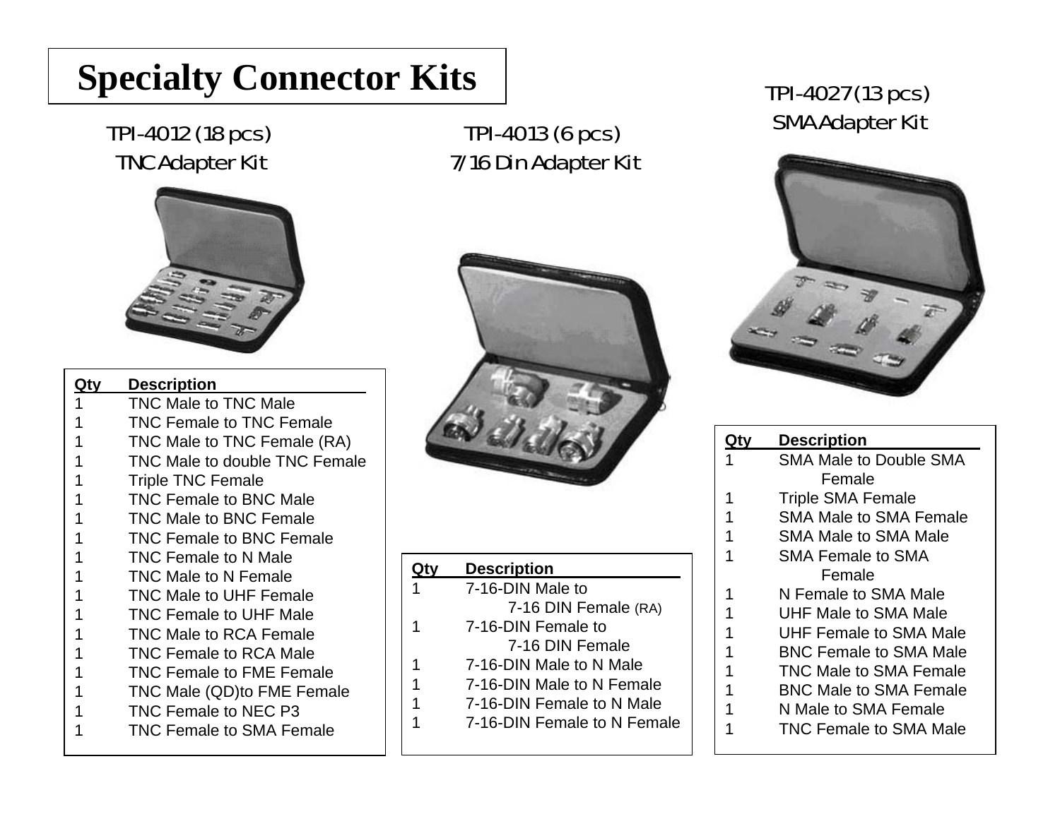# Specialty Connector Kits

## TPI-4012 (18 pcs)
## TNC Adapter Kit

| Qty | Description |
|---|---|
| 1 | TNC Male to TNC Male |
| 1 | TNC Female to TNC Female |
| 1 | TNC Male to TNC Female (RA) |
| 1 | TNC Male to double TNC Female |
| 1 | Triple TNC Female |
| 1 | TNC Female to BNC Male |
| 1 | TNC Male to BNC Female |
| 1 | TNC Female to BNC Female |
| 1 | TNC Female to N Male |
| 1 | TNC Male to N Female |
| 1 | TNC Male to UHF Female |
| 1 | TNC Female to UHF Male |
| 1 | TNC Male to RCA Female |
| 1 | TNC Female to RCA Male |
| 1 | TNC Female to FME Female |
| 1 | TNC Male (QD)to FME Female |
| 1 | TNC Female to NEC P3 |
| 1 | TNC Female to SMA Female |

## TPI-4013 (6 pcs)
## 7/16 Din Adapter Kit

| Qty | Description |
|---|---|
| 1 | 7-16-DIN Male to 7-16 DIN Female (RA) |
| 1 | 7-16-DIN Female to 7-16 DIN Female |
| 1 | 7-16-DIN Male to N Male |
| 1 | 7-16-DIN Male to N Female |
| 1 | 7-16-DIN Female to N Male |
| 1 | 7-16-DIN Female to N Female |

## TPI-4027 (13 pcs)
## SMA Adapter Kit

| Qty | Description |
|---|---|
| 1 | SMA Male to Double SMA Female |
| 1 | Triple SMA Female |
| 1 | SMA Male to SMA Female |
| 1 | SMA Male to SMA Male |
| 1 | SMA Female to SMA Female |
| 1 | N Female to SMA Male |
| 1 | UHF Male to SMA Male |
| 1 | UHF Female to SMA Male |
| 1 | BNC Female to SMA Male |
| 1 | TNC Male to SMA Female |
| 1 | BNC Male to SMA Female |
| 1 | N Male to SMA Female |
| 1 | TNC Female to SMA Male |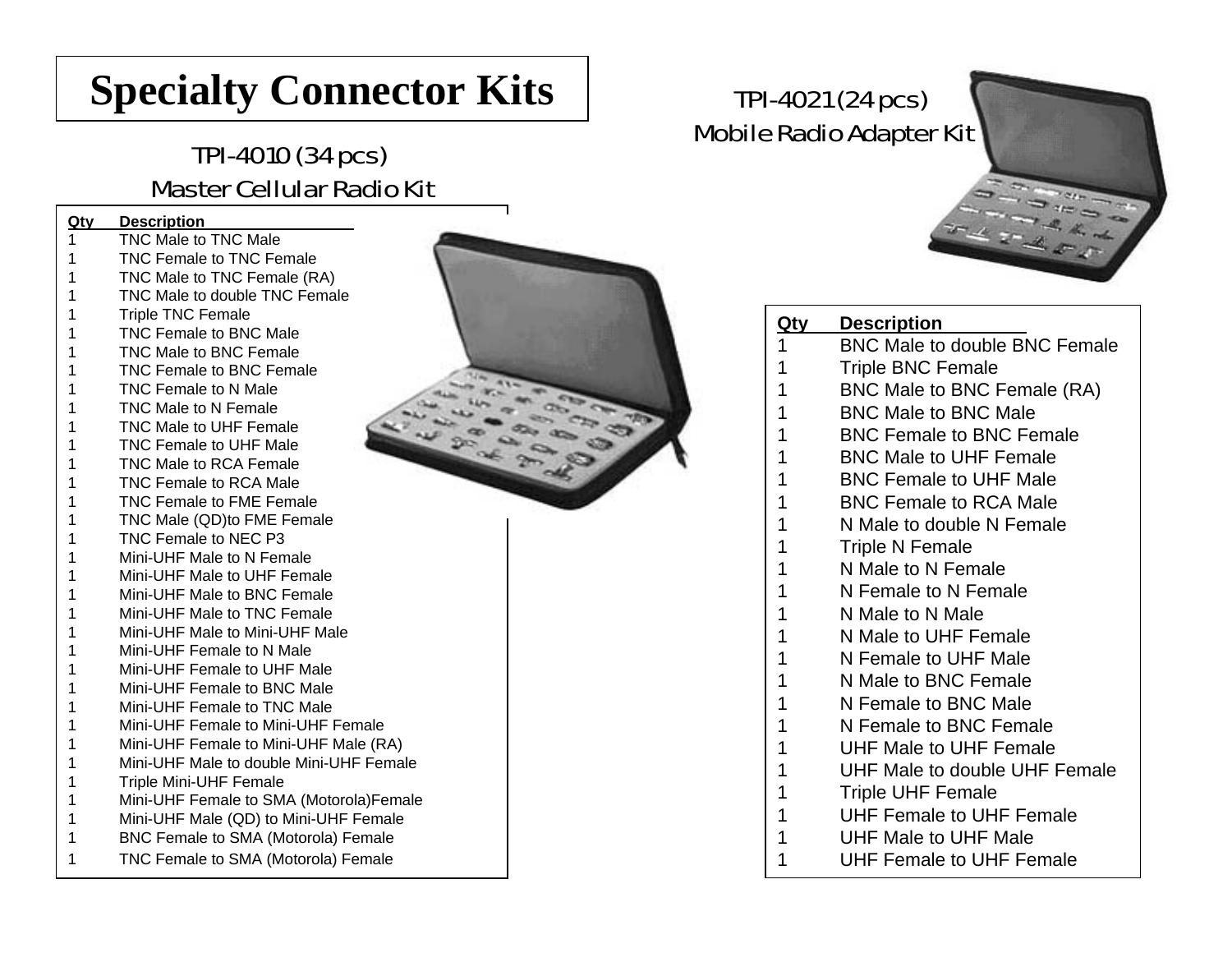# Specialty Connector Kits

## TPI-4010 (34 pcs)
## Master Cellular Radio Kit

| Qty | Description |
|---|---|
| 1 | TNC Male to TNC Male |
| 1 | TNC Female to TNC Female |
| 1 | TNC Male to TNC Female (RA) |
| 1 | TNC Male to double TNC Female |
| 1 | Triple TNC Female |
| 1 | TNC Female to BNC Male |
| 1 | TNC Male to BNC Female |
| 1 | TNC Female to BNC Female |
| 1 | TNC Female to N Male |
| 1 | TNC Male to N Female |
| 1 | TNC Male to UHF Female |
| 1 | TNC Female to UHF Male |
| 1 | TNC Male to RCA Female |
| 1 | TNC Female to RCA Male |
| 1 | TNC Female to FME Female |
| 1 | TNC Male (QD)to FME Female |
| 1 | TNC Female to NEC P3 |
| 1 | Mini-UHF Male to N Female |
| 1 | Mini-UHF Male to UHF Female |
| 1 | Mini-UHF Male to BNC Female |
| 1 | Mini-UHF Male to TNC Female |
| 1 | Mini-UHF Male to Mini-UHF Male |
| 1 | Mini-UHF Female to N Male |
| 1 | Mini-UHF Female to UHF Male |
| 1 | Mini-UHF Female to BNC Male |
| 1 | Mini-UHF Female to TNC Male |
| 1 | Mini-UHF Female to Mini-UHF Female |
| 1 | Mini-UHF Female to Mini-UHF Male (RA) |
| 1 | Mini-UHF Male to double Mini-UHF Female |
| 1 | Triple Mini-UHF Female |
| 1 | Mini-UHF Female to SMA (Motorola)Female |
| 1 | Mini-UHF Male (QD) to Mini-UHF Female |
| 1 | BNC Female to SMA (Motorola) Female |
| 1 | TNC Female to SMA (Motorola) Female |

## TPI-4021(24 pcs)
## Mobile Radio Adapter Kit

| Qty | Description |
|---|---|
| 1 | BNC Male to double BNC Female |
| 1 | Triple BNC Female |
| 1 | BNC Male to BNC Female (RA) |
| 1 | BNC Male to BNC Male |
| 1 | BNC Female to BNC Female |
| 1 | BNC Male to UHF Female |
| 1 | BNC Female to UHF Male |
| 1 | BNC Female to RCA Male |
| 1 | N Male to double N Female |
| 1 | Triple N Female |
| 1 | N Male to N Female |
| 1 | N Female to N Female |
| 1 | N Male to N Male |
| 1 | N Male to UHF Female |
| 1 | N Female to UHF Male |
| 1 | N Male to BNC Female |
| 1 | N Female to BNC Male |
| 1 | N Female to BNC Female |
| 1 | UHF Male to UHF Female |
| 1 | UHF Male to double UHF Female |
| 1 | Triple UHF Female |
| 1 | UHF Female to UHF Female |
| 1 | UHF Male to UHF Male |
| 1 | UHF Female to UHF Female |